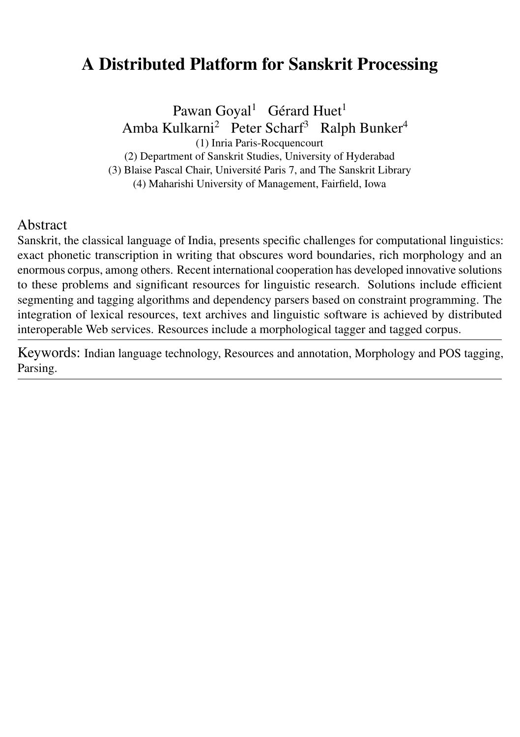# A Distributed Platform for Sanskrit Processing

Pawan Goyal[1] Gérard Huet[1]
Amba Kulkarni[2] Peter Scharf[3] Ralph Bunker[4]

(1) Inria Paris-Rocquencourt
(2) Department of Sanskrit Studies, University of Hyderabad
(3) Blaise Pascal Chair, Université Paris 7, and The Sanskrit Library
(4) Maharishi University of Management, Fairfield, Iowa

## Abstract

Sanskrit, the classical language of India, presents specific challenges for computational linguistics: exact phonetic transcription in writing that obscures word boundaries, rich morphology and an enormous corpus, among others. Recent international cooperation has developed innovative solutions to these problems and significant resources for linguistic research. Solutions include efficient segmenting and tagging algorithms and dependency parsers based on constraint programming. The integration of lexical resources, text archives and linguistic software is achieved by distributed interoperable Web services. Resources include a morphological tagger and tagged corpus.

Keywords: Indian language technology, Resources and annotation, Morphology and POS tagging, Parsing.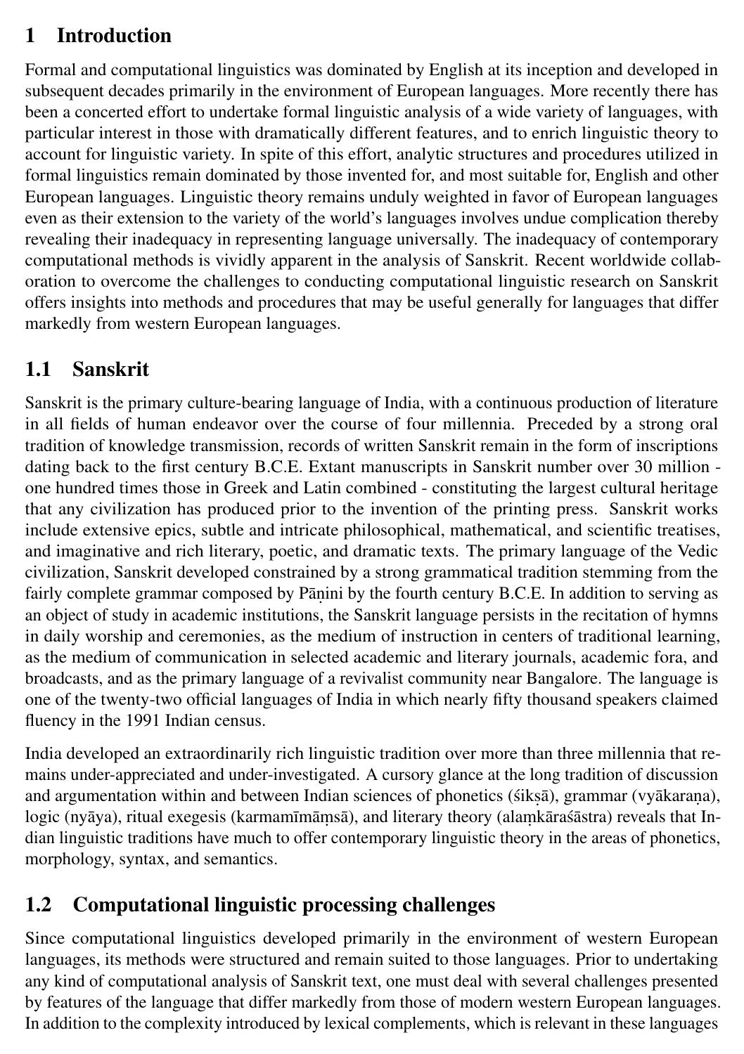# 1 Introduction

Formal and computational linguistics was dominated by English at its inception and developed in subsequent decades primarily in the environment of European languages. More recently there has been a concerted effort to undertake formal linguistic analysis of a wide variety of languages, with particular interest in those with dramatically different features, and to enrich linguistic theory to account for linguistic variety. In spite of this effort, analytic structures and procedures utilized in formal linguistics remain dominated by those invented for, and most suitable for, English and other European languages. Linguistic theory remains unduly weighted in favor of European languages even as their extension to the variety of the world's languages involves undue complication thereby revealing their inadequacy in representing language universally. The inadequacy of contemporary computational methods is vividly apparent in the analysis of Sanskrit. Recent worldwide collaboration to overcome the challenges to conducting computational linguistic research on Sanskrit offers insights into methods and procedures that may be useful generally for languages that differ markedly from western European languages.

## 1.1 Sanskrit

Sanskrit is the primary culture-bearing language of India, with a continuous production of literature in all fields of human endeavor over the course of four millennia. Preceded by a strong oral tradition of knowledge transmission, records of written Sanskrit remain in the form of inscriptions dating back to the first century B.C.E. Extant manuscripts in Sanskrit number over 30 million - one hundred times those in Greek and Latin combined - constituting the largest cultural heritage that any civilization has produced prior to the invention of the printing press. Sanskrit works include extensive epics, subtle and intricate philosophical, mathematical, and scientific treatises, and imaginative and rich literary, poetic, and dramatic texts. The primary language of the Vedic civilization, Sanskrit developed constrained by a strong grammatical tradition stemming from the fairly complete grammar composed by Pāṇini by the fourth century B.C.E. In addition to serving as an object of study in academic institutions, the Sanskrit language persists in the recitation of hymns in daily worship and ceremonies, as the medium of instruction in centers of traditional learning, as the medium of communication in selected academic and literary journals, academic fora, and broadcasts, and as the primary language of a revivalist community near Bangalore. The language is one of the twenty-two official languages of India in which nearly fifty thousand speakers claimed fluency in the 1991 Indian census.

India developed an extraordinarily rich linguistic tradition over more than three millennia that remains under-appreciated and under-investigated. A cursory glance at the long tradition of discussion and argumentation within and between Indian sciences of phonetics (śikṣā), grammar (vyākaraṇa), logic (nyāya), ritual exegesis (karmamīmāṃsā), and literary theory (alaṃkāraśāstra) reveals that Indian linguistic traditions have much to offer contemporary linguistic theory in the areas of phonetics, morphology, syntax, and semantics.

## 1.2 Computational linguistic processing challenges

Since computational linguistics developed primarily in the environment of western European languages, its methods were structured and remain suited to those languages. Prior to undertaking any kind of computational analysis of Sanskrit text, one must deal with several challenges presented by features of the language that differ markedly from those of modern western European languages. In addition to the complexity introduced by lexical complements, which is relevant in these languages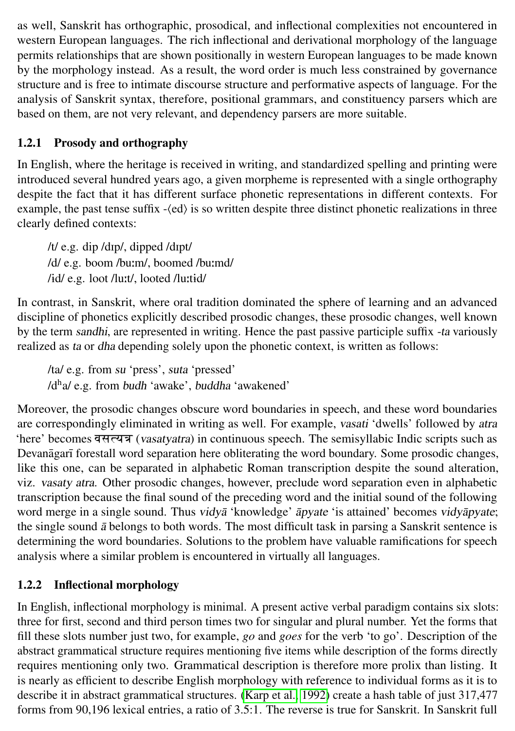as well, Sanskrit has orthographic, prosodical, and inflectional complexities not encountered in western European languages. The rich inflectional and derivational morphology of the language permits relationships that are shown positionally in western European languages to be made known by the morphology instead. As a result, the word order is much less constrained by governance structure and is free to intimate discourse structure and performative aspects of language. For the analysis of Sanskrit syntax, therefore, positional grammars, and constituency parsers which are based on them, are not very relevant, and dependency parsers are more suitable.

### 1.2.1 Prosody and orthography

In English, where the heritage is received in writing, and standardized spelling and printing were introduced several hundred years ago, a given morpheme is represented with a single orthography despite the fact that it has different surface phonetic representations in different contexts. For example, the past tense suffix -⟨ed⟩ is so written despite three distinct phonetic realizations in three clearly defined contexts:

> /t/ e.g. dip /dɪp/, dipped /dɪpt/
> /d/ e.g. boom /buːm/, boomed /buːmd/
> /ɨd/ e.g. loot /luːt/, looted /luːtɨd/

In contrast, in Sanskrit, where oral tradition dominated the sphere of learning and an advanced discipline of phonetics explicitly described prosodic changes, these prosodic changes, well known by the term *sandhi*, are represented in writing. Hence the past passive participle suffix *-ta* variously realized as *ta* or *dha* depending solely upon the phonetic context, is written as follows:

> /ta/ e.g. from *su* 'press', *suta* 'pressed'
> /dʰa/ e.g. from *budh* 'awake', *buddha* 'awakened'

Moreover, the prosodic changes obscure word boundaries in speech, and these word boundaries are correspondingly eliminated in writing as well. For example, *vasati* 'dwells' followed by *atra* 'here' becomes वसत्यत्र (*vasatyatra*) in continuous speech. The semisyllabic Indic scripts such as Devanāgarī forestall word separation here obliterating the word boundary. Some prosodic changes, like this one, can be separated in alphabetic Roman transcription despite the sound alteration, viz. *vasaty atra*. Other prosodic changes, however, preclude word separation even in alphabetic transcription because the final sound of the preceding word and the initial sound of the following word merge in a single sound. Thus *vidyā* 'knowledge' *āpyate* 'is attained' becomes *vidyāpyate*; the single sound *ā* belongs to both words. The most difficult task in parsing a Sanskrit sentence is determining the word boundaries. Solutions to the problem have valuable ramifications for speech analysis where a similar problem is encountered in virtually all languages.

### 1.2.2 Inflectional morphology

In English, inflectional morphology is minimal. A present active verbal paradigm contains six slots: three for first, second and third person times two for singular and plural number. Yet the forms that fill these slots number just two, for example, *go* and *goes* for the verb 'to go'. Description of the abstract grammatical structure requires mentioning five items while description of the forms directly requires mentioning only two. Grammatical description is therefore more prolix than listing. It is nearly as efficient to describe English morphology with reference to individual forms as it is to describe it in abstract grammatical structures. (Karp et al., 1992) create a hash table of just 317,477 forms from 90,196 lexical entries, a ratio of 3.5:1. The reverse is true for Sanskrit. In Sanskrit full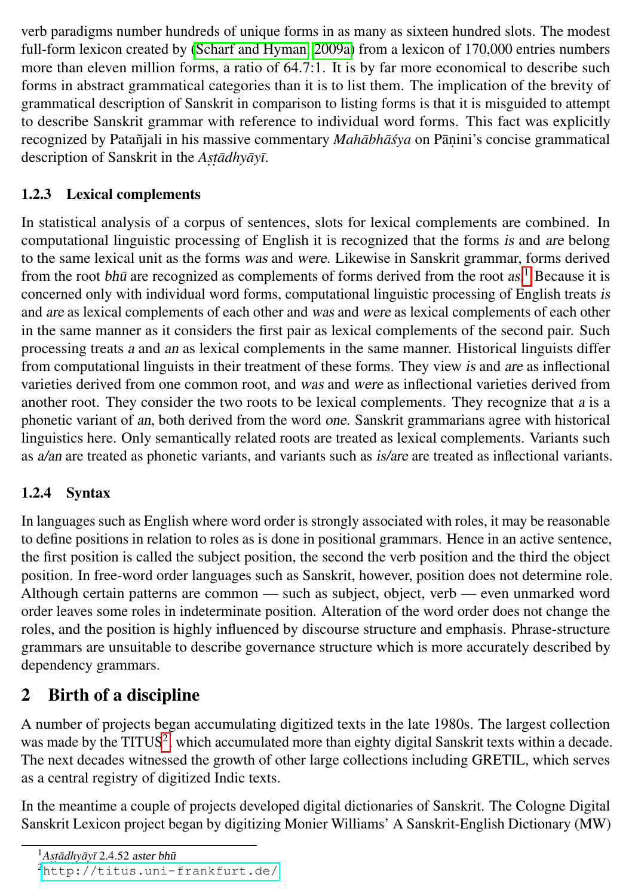verb paradigms number hundreds of unique forms in as many as sixteen hundred slots. The modest full-form lexicon created by (Scharf and Hyman, 2009a) from a lexicon of 170,000 entries numbers more than eleven million forms, a ratio of 64.7:1. It is by far more economical to describe such forms in abstract grammatical categories than it is to list them. The implication of the brevity of grammatical description of Sanskrit in comparison to listing forms is that it is misguided to attempt to describe Sanskrit grammar with reference to individual word forms. This fact was explicitly recognized by Patañjali in his massive commentary *Mahābhāśya* on Pāṇini's concise grammatical description of Sanskrit in the *Aṣṭādhyāyī*.

### 1.2.3 Lexical complements

In statistical analysis of a corpus of sentences, slots for lexical complements are combined. In computational linguistic processing of English it is recognized that the forms *is* and *are* belong to the same lexical unit as the forms *was* and *were*. Likewise in Sanskrit grammar, forms derived from the root *bhū* are recognized as complements of forms derived from the root *as*.[1] Because it is concerned only with individual word forms, computational linguistic processing of English treats *is* and *are* as lexical complements of each other and *was* and *were* as lexical complements of each other in the same manner as it considers the first pair as lexical complements of the second pair. Such processing treats *a* and *an* as lexical complements in the same manner. Historical linguists differ from computational linguists in their treatment of these forms. They view *is* and *are* as inflectional varieties derived from one common root, and *was* and *were* as inflectional varieties derived from another root. They consider the two roots to be lexical complements. They recognize that *a* is a phonetic variant of *an*, both derived from the word *one*. Sanskrit grammarians agree with historical linguistics here. Only semantically related roots are treated as lexical complements. Variants such as *a/an* are treated as phonetic variants, and variants such as *is/are* are treated as inflectional variants.

### 1.2.4 Syntax

In languages such as English where word order is strongly associated with roles, it may be reasonable to define positions in relation to roles as is done in positional grammars. Hence in an active sentence, the first position is called the subject position, the second the verb position and the third the object position. In free-word order languages such as Sanskrit, however, position does not determine role. Although certain patterns are common — such as subject, object, verb — even unmarked word order leaves some roles in indeterminate position. Alteration of the word order does not change the roles, and the position is highly influenced by discourse structure and emphasis. Phrase-structure grammars are unsuitable to describe governance structure which is more accurately described by dependency grammars.

## 2 Birth of a discipline

A number of projects began accumulating digitized texts in the late 1980s. The largest collection was made by the TITUS[2], which accumulated more than eighty digital Sanskrit texts within a decade. The next decades witnessed the growth of other large collections including GRETIL, which serves as a central registry of digitized Indic texts.

In the meantime a couple of projects developed digital dictionaries of Sanskrit. The Cologne Digital Sanskrit Lexicon project began by digitizing Monier Williams' A Sanskrit-English Dictionary (MW)

[1] *Aṣṭādhyāyī* 2.4.52 *aster bhū*

[2] http://titus.uni-frankfurt.de/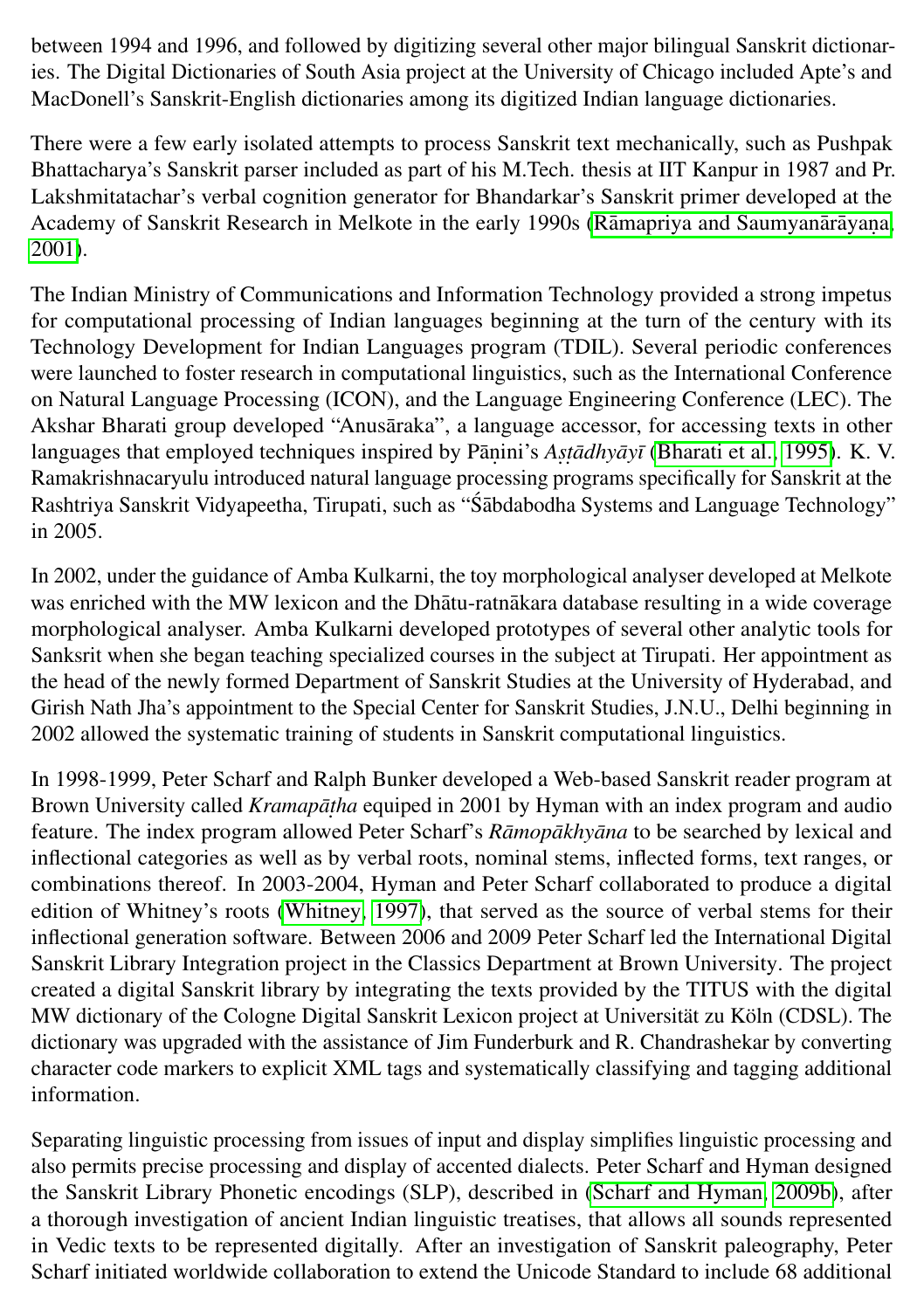between 1994 and 1996, and followed by digitizing several other major bilingual Sanskrit dictionaries. The Digital Dictionaries of South Asia project at the University of Chicago included Apte's and MacDonell's Sanskrit-English dictionaries among its digitized Indian language dictionaries.

There were a few early isolated attempts to process Sanskrit text mechanically, such as Pushpak Bhattacharya's Sanskrit parser included as part of his M.Tech. thesis at IIT Kanpur in 1987 and Pr. Lakshmitatachar's verbal cognition generator for Bhandarkar's Sanskrit primer developed at the Academy of Sanskrit Research in Melkote in the early 1990s (Rāmapriya and Saumyanārāyaṇa, 2001).

The Indian Ministry of Communications and Information Technology provided a strong impetus for computational processing of Indian languages beginning at the turn of the century with its Technology Development for Indian Languages program (TDIL). Several periodic conferences were launched to foster research in computational linguistics, such as the International Conference on Natural Language Processing (ICON), and the Language Engineering Conference (LEC). The Akshar Bharati group developed "Anusāraka", a language accessor, for accessing texts in other languages that employed techniques inspired by Pāṇini's *Aṣṭādhyāyī* (Bharati et al., 1995). K. V. Ramakrishnacaryulu introduced natural language processing programs specifically for Sanskrit at the Rashtriya Sanskrit Vidyapeetha, Tirupati, such as "Śābdabodha Systems and Language Technology" in 2005.

In 2002, under the guidance of Amba Kulkarni, the toy morphological analyser developed at Melkote was enriched with the MW lexicon and the Dhātu-ratnākara database resulting in a wide coverage morphological analyser. Amba Kulkarni developed prototypes of several other analytic tools for Sanksrit when she began teaching specialized courses in the subject at Tirupati. Her appointment as the head of the newly formed Department of Sanskrit Studies at the University of Hyderabad, and Girish Nath Jha's appointment to the Special Center for Sanskrit Studies, J.N.U., Delhi beginning in 2002 allowed the systematic training of students in Sanskrit computational linguistics.

In 1998-1999, Peter Scharf and Ralph Bunker developed a Web-based Sanskrit reader program at Brown University called *Kramapāṭha* equiped in 2001 by Hyman with an index program and audio feature. The index program allowed Peter Scharf's *Rāmopākhyāna* to be searched by lexical and inflectional categories as well as by verbal roots, nominal stems, inflected forms, text ranges, or combinations thereof. In 2003-2004, Hyman and Peter Scharf collaborated to produce a digital edition of Whitney's roots (Whitney, 1997), that served as the source of verbal stems for their inflectional generation software. Between 2006 and 2009 Peter Scharf led the International Digital Sanskrit Library Integration project in the Classics Department at Brown University. The project created a digital Sanskrit library by integrating the texts provided by the TITUS with the digital MW dictionary of the Cologne Digital Sanskrit Lexicon project at Universität zu Köln (CDSL). The dictionary was upgraded with the assistance of Jim Funderburk and R. Chandrashekar by converting character code markers to explicit XML tags and systematically classifying and tagging additional information.

Separating linguistic processing from issues of input and display simplifies linguistic processing and also permits precise processing and display of accented dialects. Peter Scharf and Hyman designed the Sanskrit Library Phonetic encodings (SLP), described in (Scharf and Hyman, 2009b), after a thorough investigation of ancient Indian linguistic treatises, that allows all sounds represented in Vedic texts to be represented digitally. After an investigation of Sanskrit paleography, Peter Scharf initiated worldwide collaboration to extend the Unicode Standard to include 68 additional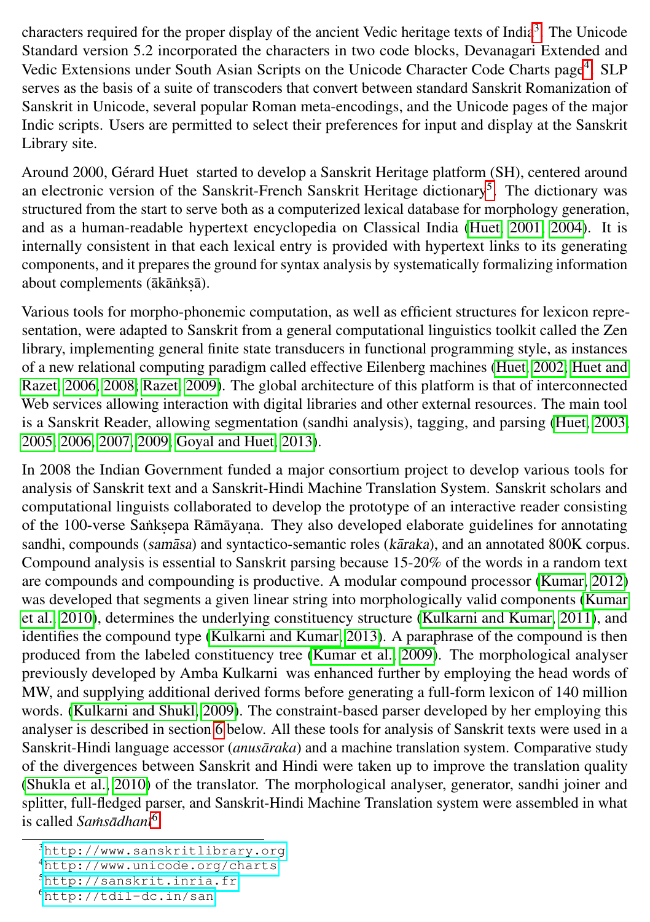characters required for the proper display of the ancient Vedic heritage texts of India[3]. The Unicode Standard version 5.2 incorporated the characters in two code blocks, Devanagari Extended and Vedic Extensions under South Asian Scripts on the Unicode Character Code Charts page[4]. SLP serves as the basis of a suite of transcoders that convert between standard Sanskrit Romanization of Sanskrit in Unicode, several popular Roman meta-encodings, and the Unicode pages of the major Indic scripts. Users are permitted to select their preferences for input and display at the Sanskrit Library site.

Around 2000, Gérard Huet started to develop a Sanskrit Heritage platform (SH), centered around an electronic version of the Sanskrit-French Sanskrit Heritage dictionary[5]. The dictionary was structured from the start to serve both as a computerized lexical database for morphology generation, and as a human-readable hypertext encyclopedia on Classical India (Huet, 2001, 2004). It is internally consistent in that each lexical entry is provided with hypertext links to its generating components, and it prepares the ground for syntax analysis by systematically formalizing information about complements (ākāṅkṣā).

Various tools for morpho-phonemic computation, as well as efficient structures for lexicon representation, were adapted to Sanskrit from a general computational linguistics toolkit called the Zen library, implementing general finite state transducers in functional programming style, as instances of a new relational computing paradigm called effective Eilenberg machines (Huet, 2002; Huet and Razet, 2006, 2008; Razet, 2009). The global architecture of this platform is that of interconnected Web services allowing interaction with digital libraries and other external resources. The main tool is a Sanskrit Reader, allowing segmentation (sandhi analysis), tagging, and parsing (Huet, 2003, 2005, 2006, 2007, 2009; Goyal and Huet, 2013).

In 2008 the Indian Government funded a major consortium project to develop various tools for analysis of Sanskrit text and a Sanskrit-Hindi Machine Translation System. Sanskrit scholars and computational linguists collaborated to develop the prototype of an interactive reader consisting of the 100-verse Saṅkṣepa Rāmāyaṇa. They also developed elaborate guidelines for annotating sandhi, compounds (*samāsa*) and syntactico-semantic roles (*kāraka*), and an annotated 800K corpus. Compound analysis is essential to Sanskrit parsing because 15-20% of the words in a random text are compounds and compounding is productive. A modular compound processor (Kumar, 2012) was developed that segments a given linear string into morphologically valid components (Kumar et al., 2010), determines the underlying constituency structure (Kulkarni and Kumar, 2011), and identifies the compound type (Kulkarni and Kumar, 2013). A paraphrase of the compound is then produced from the labeled constituency tree (Kumar et al., 2009). The morphological analyser previously developed by Amba Kulkarni was enhanced further by employing the head words of MW, and supplying additional derived forms before generating a full-form lexicon of 140 million words. (Kulkarni and Shukl, 2009). The constraint-based parser developed by her employing this analyser is described in section 6 below. All these tools for analysis of Sanskrit texts were used in a Sanskrit-Hindi language accessor (*anusāraka*) and a machine translation system. Comparative study of the divergences between Sanskrit and Hindi were taken up to improve the translation quality (Shukla et al., 2010) of the translator. The morphological analyser, generator, sandhi joiner and splitter, full-fledged parser, and Sanskrit-Hindi Machine Translation system were assembled in what is called *Saṁsādhanī*[6].

[3] http://www.sanskritlibrary.org
[4] http://www.unicode.org/charts
[5] http://sanskrit.inria.fr
[6] http://tdil-dc.in/san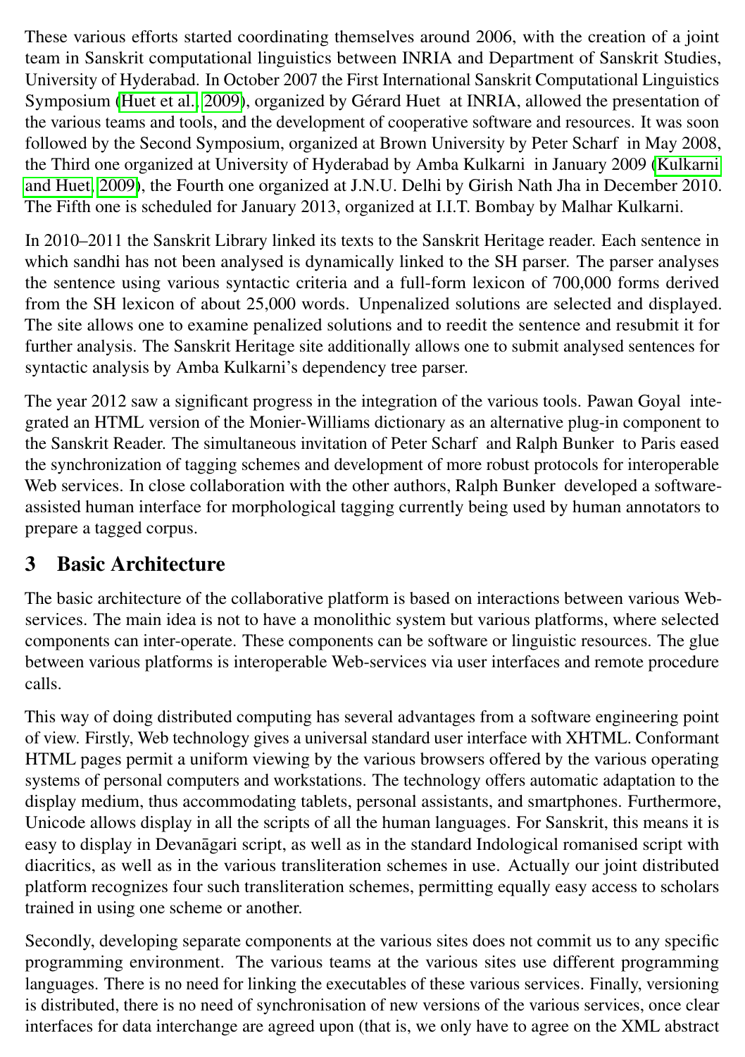These various efforts started coordinating themselves around 2006, with the creation of a joint team in Sanskrit computational linguistics between INRIA and Department of Sanskrit Studies, University of Hyderabad. In October 2007 the First International Sanskrit Computational Linguistics Symposium (Huet et al., 2009), organized by Gérard Huet at INRIA, allowed the presentation of the various teams and tools, and the development of cooperative software and resources. It was soon followed by the Second Symposium, organized at Brown University by Peter Scharf in May 2008, the Third one organized at University of Hyderabad by Amba Kulkarni in January 2009 (Kulkarni and Huet, 2009), the Fourth one organized at J.N.U. Delhi by Girish Nath Jha in December 2010. The Fifth one is scheduled for January 2013, organized at I.I.T. Bombay by Malhar Kulkarni.

In 2010–2011 the Sanskrit Library linked its texts to the Sanskrit Heritage reader. Each sentence in which sandhi has not been analysed is dynamically linked to the SH parser. The parser analyses the sentence using various syntactic criteria and a full-form lexicon of 700,000 forms derived from the SH lexicon of about 25,000 words. Unpenalized solutions are selected and displayed. The site allows one to examine penalized solutions and to reedit the sentence and resubmit it for further analysis. The Sanskrit Heritage site additionally allows one to submit analysed sentences for syntactic analysis by Amba Kulkarni's dependency tree parser.

The year 2012 saw a significant progress in the integration of the various tools. Pawan Goyal integrated an HTML version of the Monier-Williams dictionary as an alternative plug-in component to the Sanskrit Reader. The simultaneous invitation of Peter Scharf and Ralph Bunker to Paris eased the synchronization of tagging schemes and development of more robust protocols for interoperable Web services. In close collaboration with the other authors, Ralph Bunker developed a software-assisted human interface for morphological tagging currently being used by human annotators to prepare a tagged corpus.

## 3 Basic Architecture

The basic architecture of the collaborative platform is based on interactions between various Web-services. The main idea is not to have a monolithic system but various platforms, where selected components can inter-operate. These components can be software or linguistic resources. The glue between various platforms is interoperable Web-services via user interfaces and remote procedure calls.

This way of doing distributed computing has several advantages from a software engineering point of view. Firstly, Web technology gives a universal standard user interface with XHTML. Conformant HTML pages permit a uniform viewing by the various browsers offered by the various operating systems of personal computers and workstations. The technology offers automatic adaptation to the display medium, thus accommodating tablets, personal assistants, and smartphones. Furthermore, Unicode allows display in all the scripts of all the human languages. For Sanskrit, this means it is easy to display in Devanāgari script, as well as in the standard Indological romanised script with diacritics, as well as in the various transliteration schemes in use. Actually our joint distributed platform recognizes four such transliteration schemes, permitting equally easy access to scholars trained in using one scheme or another.

Secondly, developing separate components at the various sites does not commit us to any specific programming environment. The various teams at the various sites use different programming languages. There is no need for linking the executables of these various services. Finally, versioning is distributed, there is no need of synchronisation of new versions of the various services, once clear interfaces for data interchange are agreed upon (that is, we only have to agree on the XML abstract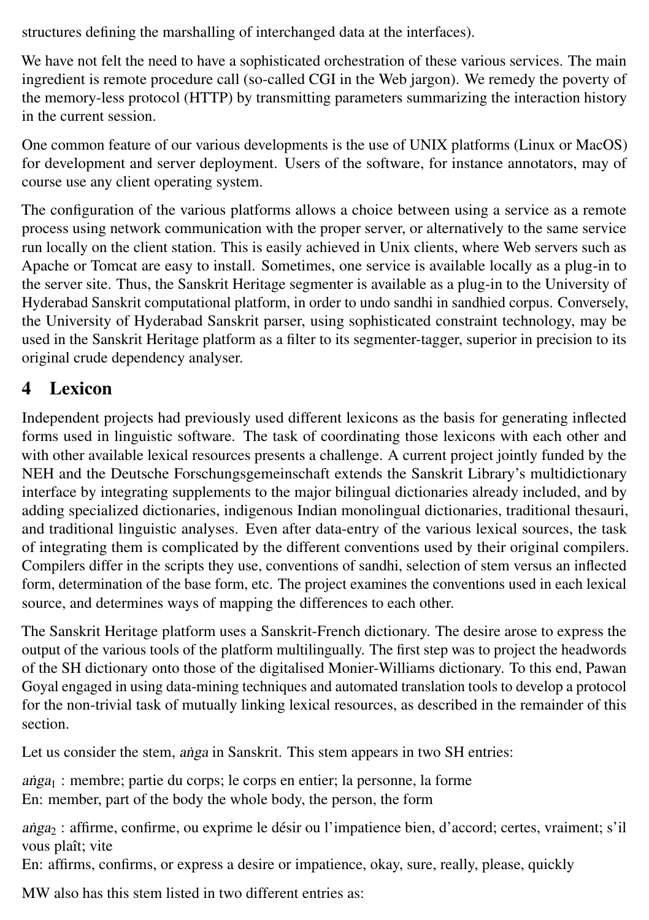structures defining the marshalling of interchanged data at the interfaces).

We have not felt the need to have a sophisticated orchestration of these various services. The main ingredient is remote procedure call (so-called CGI in the Web jargon). We remedy the poverty of the memory-less protocol (HTTP) by transmitting parameters summarizing the interaction history in the current session.

One common feature of our various developments is the use of UNIX platforms (Linux or MacOS) for development and server deployment. Users of the software, for instance annotators, may of course use any client operating system.

The configuration of the various platforms allows a choice between using a service as a remote process using network communication with the proper server, or alternatively to the same service run locally on the client station. This is easily achieved in Unix clients, where Web servers such as Apache or Tomcat are easy to install. Sometimes, one service is available locally as a plug-in to the server site. Thus, the Sanskrit Heritage segmenter is available as a plug-in to the University of Hyderabad Sanskrit computational platform, in order to undo sandhi in sandhied corpus. Conversely, the University of Hyderabad Sanskrit parser, using sophisticated constraint technology, may be used in the Sanskrit Heritage platform as a filter to its segmenter-tagger, superior in precision to its original crude dependency analyser.

# 4 Lexicon

Independent projects had previously used different lexicons as the basis for generating inflected forms used in linguistic software. The task of coordinating those lexicons with each other and with other available lexical resources presents a challenge. A current project jointly funded by the NEH and the Deutsche Forschungsgemeinschaft extends the Sanskrit Library's multidictionary interface by integrating supplements to the major bilingual dictionaries already included, and by adding specialized dictionaries, indigenous Indian monolingual dictionaries, traditional thesauri, and traditional linguistic analyses. Even after data-entry of the various lexical sources, the task of integrating them is complicated by the different conventions used by their original compilers. Compilers differ in the scripts they use, conventions of sandhi, selection of stem versus an inflected form, determination of the base form, etc. The project examines the conventions used in each lexical source, and determines ways of mapping the differences to each other.

The Sanskrit Heritage platform uses a Sanskrit-French dictionary. The desire arose to express the output of the various tools of the platform multilingually. The first step was to project the headwords of the SH dictionary onto those of the digitalised Monier-Williams dictionary. To this end, Pawan Goyal engaged in using data-mining techniques and automated translation tools to develop a protocol for the non-trivial task of mutually linking lexical resources, as described in the remainder of this section.

Let us consider the stem, *aṅga* in Sanskrit. This stem appears in two SH entries:

*aṅga*$_1$ : membre; partie du corps; le corps en entier; la personne, la forme
En: member, part of the body the whole body, the person, the form

*aṅga*$_2$ : affirme, confirme, ou exprime le désir ou l'impatience bien, d'accord; certes, vraiment; s'il vous plaît; vite
En: affirms, confirms, or express a desire or impatience, okay, sure, really, please, quickly

MW also has this stem listed in two different entries as: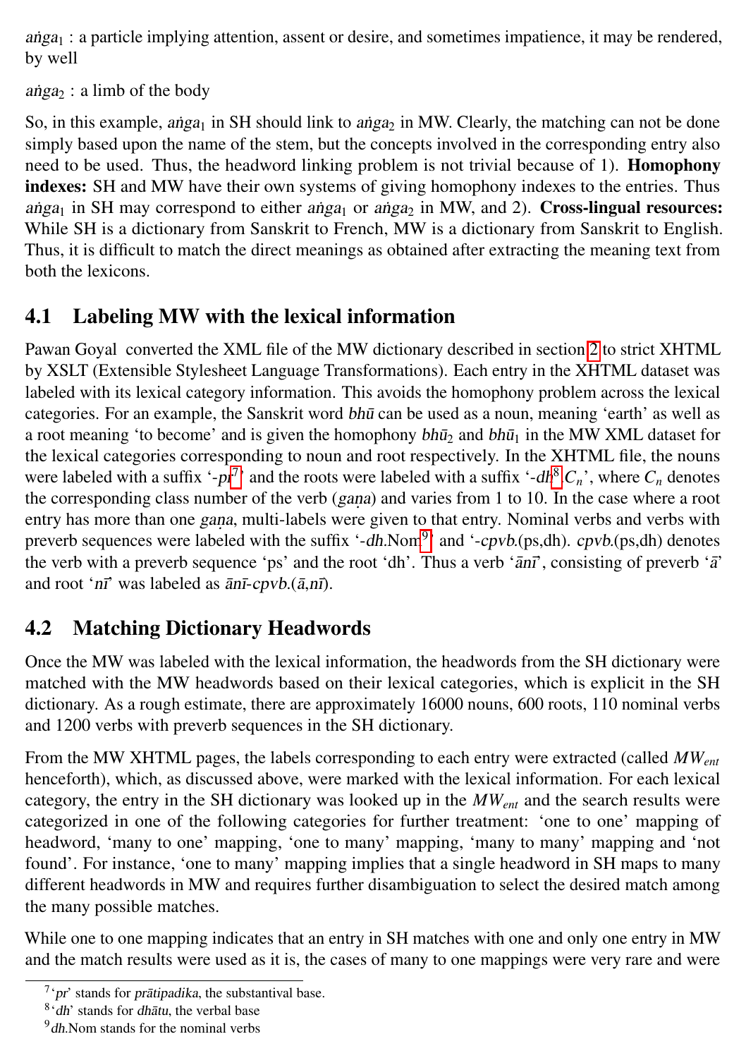*aṅga*$_1$ : a particle implying attention, assent or desire, and sometimes impatience, it may be rendered, by well

*aṅga*$_2$ : a limb of the body

So, in this example, *aṅga*$_1$ in SH should link to *aṅga*$_2$ in MW. Clearly, the matching can not be done simply based upon the name of the stem, but the concepts involved in the corresponding entry also need to be used. Thus, the headword linking problem is not trivial because of 1). **Homophony indexes:** SH and MW have their own systems of giving homophony indexes to the entries. Thus *aṅga*$_1$ in SH may correspond to either *aṅga*$_1$ or *aṅga*$_2$ in MW, and 2). **Cross-lingual resources:** While SH is a dictionary from Sanskrit to French, MW is a dictionary from Sanskrit to English. Thus, it is difficult to match the direct meanings as obtained after extracting the meaning text from both the lexicons.

## 4.1 Labeling MW with the lexical information

Pawan Goyal converted the XML file of the MW dictionary described in section 2 to strict XHTML by XSLT (Extensible Stylesheet Language Transformations). Each entry in the XHTML dataset was labeled with its lexical category information. This avoids the homophony problem across the lexical categories. For an example, the Sanskrit word *bhū* can be used as a noun, meaning 'earth' as well as a root meaning 'to become' and is given the homophony *bhū*$_2$ and *bhū*$_1$ in the MW XML dataset for the lexical categories corresponding to noun and root respectively. In the XHTML file, the nouns were labeled with a suffix '-*pr*'[7] and the roots were labeled with a suffix '-*dh*[8].$C_n$', where $C_n$ denotes the corresponding class number of the verb (*gaṇa*) and varies from 1 to 10. In the case where a root entry has more than one *gaṇa*, multi-labels were given to that entry. Nominal verbs and verbs with preverb sequences were labeled with the suffix '-*dh*.Nom'[9] and '-*cpvb*.(ps,dh)'. *cpvb*.(ps,dh) denotes the verb with a preverb sequence 'ps' and the root 'dh'. Thus a verb '*ānī*', consisting of preverb '*ā*' and root '*nī*' was labeled as *ānī*-*cpvb*.(*ā*,*nī*).

## 4.2 Matching Dictionary Headwords

Once the MW was labeled with the lexical information, the headwords from the SH dictionary were matched with the MW headwords based on their lexical categories, which is explicit in the SH dictionary. As a rough estimate, there are approximately 16000 nouns, 600 roots, 110 nominal verbs and 1200 verbs with preverb sequences in the SH dictionary.

From the MW XHTML pages, the labels corresponding to each entry were extracted (called $MW_{ent}$ henceforth), which, as discussed above, were marked with the lexical information. For each lexical category, the entry in the SH dictionary was looked up in the $MW_{ent}$ and the search results were categorized in one of the following categories for further treatment: 'one to one' mapping of headword, 'many to one' mapping, 'one to many' mapping, 'many to many' mapping and 'not found'. For instance, 'one to many' mapping implies that a single headword in SH maps to many different headwords in MW and requires further disambiguation to select the desired match among the many possible matches.

While one to one mapping indicates that an entry in SH matches with one and only one entry in MW and the match results were used as it is, the cases of many to one mappings were very rare and were

[7] '*pr*' stands for *prātipadika*, the substantival base.

[8] '*dh*' stands for *dhātu*, the verbal base

[9] *dh*.Nom stands for the nominal verbs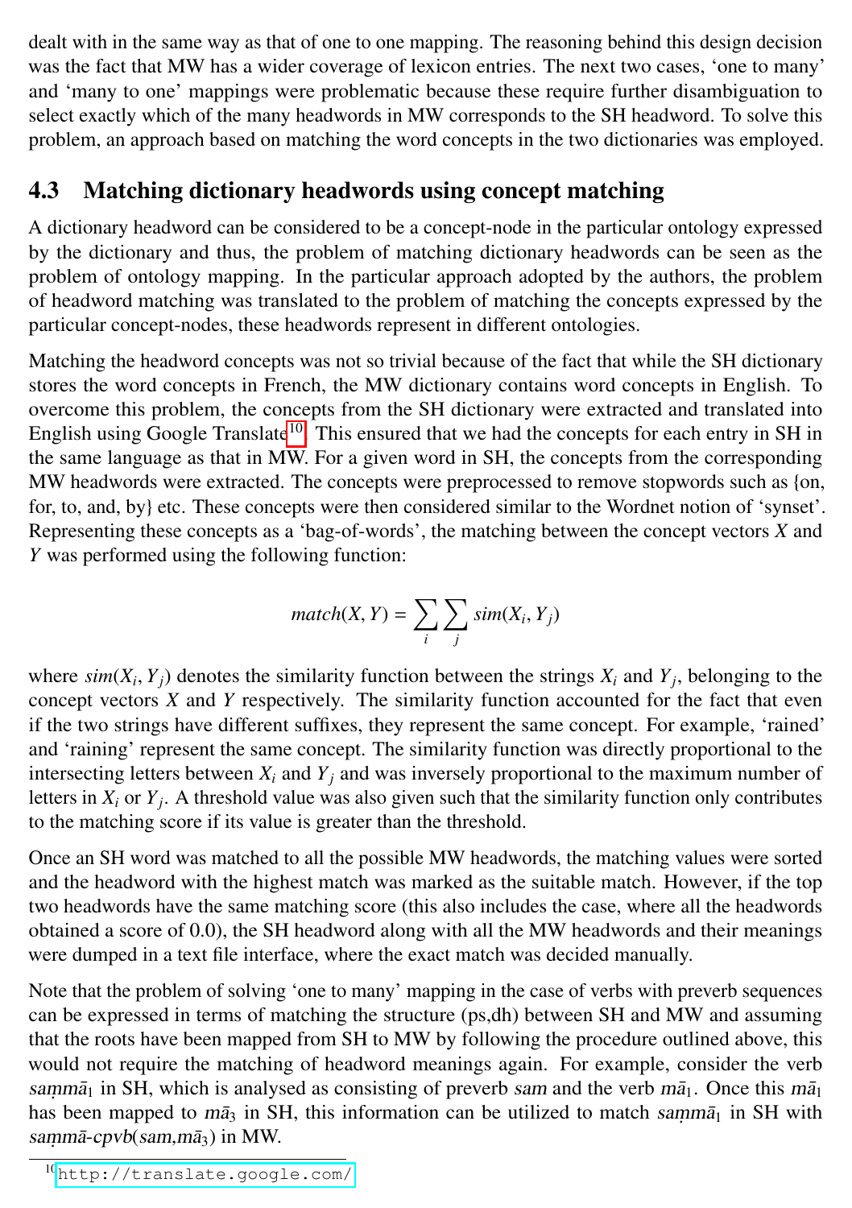dealt with in the same way as that of one to one mapping. The reasoning behind this design decision was the fact that MW has a wider coverage of lexicon entries. The next two cases, 'one to many' and 'many to one' mappings were problematic because these require further disambiguation to select exactly which of the many headwords in MW corresponds to the SH headword. To solve this problem, an approach based on matching the word concepts in the two dictionaries was employed.

## 4.3 Matching dictionary headwords using concept matching

A dictionary headword can be considered to be a concept-node in the particular ontology expressed by the dictionary and thus, the problem of matching dictionary headwords can be seen as the problem of ontology mapping. In the particular approach adopted by the authors, the problem of headword matching was translated to the problem of matching the concepts expressed by the particular concept-nodes, these headwords represent in different ontologies.

Matching the headword concepts was not so trivial because of the fact that while the SH dictionary stores the word concepts in French, the MW dictionary contains word concepts in English. To overcome this problem, the concepts from the SH dictionary were extracted and translated into English using Google Translate[10]. This ensured that we had the concepts for each entry in SH in the same language as that in MW. For a given word in SH, the concepts from the corresponding MW headwords were extracted. The concepts were preprocessed to remove stopwords such as {on, for, to, and, by} etc. These concepts were then considered similar to the Wordnet notion of 'synset'. Representing these concepts as a 'bag-of-words', the matching between the concept vectors $X$ and $Y$ was performed using the following function:

$$match(X, Y) = \sum_{i} \sum_{j} sim(X_i, Y_j)$$

where $sim(X_i, Y_j)$ denotes the similarity function between the strings $X_i$ and $Y_j$, belonging to the concept vectors $X$ and $Y$ respectively. The similarity function accounted for the fact that even if the two strings have different suffixes, they represent the same concept. For example, 'rained' and 'raining' represent the same concept. The similarity function was directly proportional to the intersecting letters between $X_i$ and $Y_j$ and was inversely proportional to the maximum number of letters in $X_i$ or $Y_j$. A threshold value was also given such that the similarity function only contributes to the matching score if its value is greater than the threshold.

Once an SH word was matched to all the possible MW headwords, the matching values were sorted and the headword with the highest match was marked as the suitable match. However, if the top two headwords have the same matching score (this also includes the case, where all the headwords obtained a score of 0.0), the SH headword along with all the MW headwords and their meanings were dumped in a text file interface, where the exact match was decided manually.

Note that the problem of solving 'one to many' mapping in the case of verbs with preverb sequences can be expressed in terms of matching the structure (ps,dh) between SH and MW and assuming that the roots have been mapped from SH to MW by following the procedure outlined above, this would not require the matching of headword meanings again. For example, consider the verb *saṃmā*$_1$ in SH, which is analysed as consisting of preverb *sam* and the verb *mā*$_1$. Once this *mā*$_1$ has been mapped to *mā*$_3$ in SH, this information can be utilized to match *saṃmā*$_1$ in SH with *saṃmā-cpvb*(*sam*,*mā*$_3$) in MW.

[10] http://translate.google.com/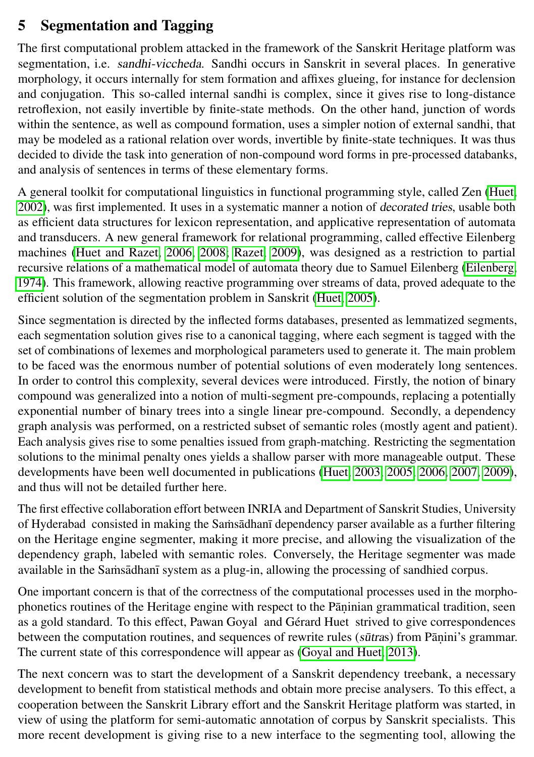## 5 Segmentation and Tagging

The first computational problem attacked in the framework of the Sanskrit Heritage platform was segmentation, i.e. *sandhi-viccheda*. Sandhi occurs in Sanskrit in several places. In generative morphology, it occurs internally for stem formation and affixes glueing, for instance for declension and conjugation. This so-called internal sandhi is complex, since it gives rise to long-distance retroflexion, not easily invertible by finite-state methods. On the other hand, junction of words within the sentence, as well as compound formation, uses a simpler notion of external sandhi, that may be modeled as a rational relation over words, invertible by finite-state techniques. It was thus decided to divide the task into generation of non-compound word forms in pre-processed databanks, and analysis of sentences in terms of these elementary forms.

A general toolkit for computational linguistics in functional programming style, called Zen (Huet, 2002), was first implemented. It uses in a systematic manner a notion of *decorated tries*, usable both as efficient data structures for lexicon representation, and applicative representation of automata and transducers. A new general framework for relational programming, called effective Eilenberg machines (Huet and Razet, 2006, 2008; Razet, 2009), was designed as a restriction to partial recursive relations of a mathematical model of automata theory due to Samuel Eilenberg (Eilenberg, 1974). This framework, allowing reactive programming over streams of data, proved adequate to the efficient solution of the segmentation problem in Sanskrit (Huet, 2005).

Since segmentation is directed by the inflected forms databases, presented as lemmatized segments, each segmentation solution gives rise to a canonical tagging, where each segment is tagged with the set of combinations of lexemes and morphological parameters used to generate it. The main problem to be faced was the enormous number of potential solutions of even moderately long sentences. In order to control this complexity, several devices were introduced. Firstly, the notion of binary compound was generalized into a notion of multi-segment pre-compounds, replacing a potentially exponential number of binary trees into a single linear pre-compound. Secondly, a dependency graph analysis was performed, on a restricted subset of semantic roles (mostly agent and patient). Each analysis gives rise to some penalties issued from graph-matching. Restricting the segmentation solutions to the minimal penalty ones yields a shallow parser with more manageable output. These developments have been well documented in publications (Huet, 2003, 2005, 2006, 2007, 2009), and thus will not be detailed further here.

The first effective collaboration effort between INRIA and Department of Sanskrit Studies, University of Hyderabad consisted in making the Saṁsādhanī dependency parser available as a further filtering on the Heritage engine segmenter, making it more precise, and allowing the visualization of the dependency graph, labeled with semantic roles. Conversely, the Heritage segmenter was made available in the Saṁsādhanī system as a plug-in, allowing the processing of sandhied corpus.

One important concern is that of the correctness of the computational processes used in the morpho-phonetics routines of the Heritage engine with respect to the Pāṇinian grammatical tradition, seen as a gold standard. To this effect, Pawan Goyal and Gérard Huet strived to give correspondences between the computation routines, and sequences of rewrite rules (*sūtra*s) from Pāṇini's grammar. The current state of this correspondence will appear as (Goyal and Huet, 2013).

The next concern was to start the development of a Sanskrit dependency treebank, a necessary development to benefit from statistical methods and obtain more precise analysers. To this effect, a cooperation between the Sanskrit Library effort and the Sanskrit Heritage platform was started, in view of using the platform for semi-automatic annotation of corpus by Sanskrit specialists. This more recent development is giving rise to a new interface to the segmenting tool, allowing the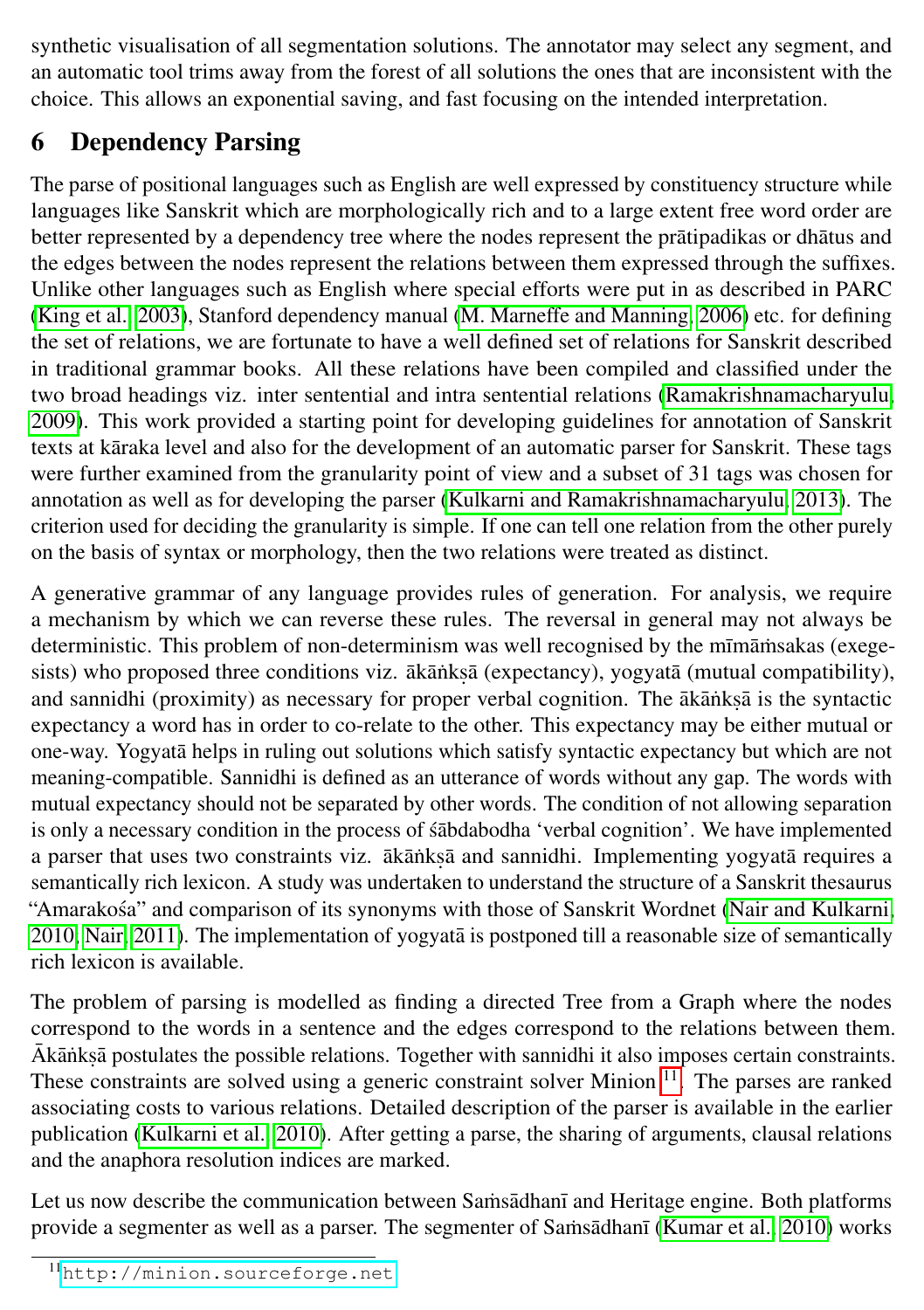synthetic visualisation of all segmentation solutions. The annotator may select any segment, and an automatic tool trims away from the forest of all solutions the ones that are inconsistent with the choice. This allows an exponential saving, and fast focusing on the intended interpretation.

## 6 Dependency Parsing

The parse of positional languages such as English are well expressed by constituency structure while languages like Sanskrit which are morphologically rich and to a large extent free word order are better represented by a dependency tree where the nodes represent the prātipadikas or dhātus and the edges between the nodes represent the relations between them expressed through the suffixes. Unlike other languages such as English where special efforts were put in as described in PARC (King et al., 2003), Stanford dependency manual (M. Marneffe and Manning, 2006) etc. for defining the set of relations, we are fortunate to have a well defined set of relations for Sanskrit described in traditional grammar books. All these relations have been compiled and classified under the two broad headings viz. inter sentential and intra sentential relations (Ramakrishnamacharyulu, 2009). This work provided a starting point for developing guidelines for annotation of Sanskrit texts at kāraka level and also for the development of an automatic parser for Sanskrit. These tags were further examined from the granularity point of view and a subset of 31 tags was chosen for annotation as well as for developing the parser (Kulkarni and Ramakrishnamacharyulu, 2013). The criterion used for deciding the granularity is simple. If one can tell one relation from the other purely on the basis of syntax or morphology, then the two relations were treated as distinct.

A generative grammar of any language provides rules of generation. For analysis, we require a mechanism by which we can reverse these rules. The reversal in general may not always be deterministic. This problem of non-determinism was well recognised by the mīmāṁsakas (exegesists) who proposed three conditions viz. ākāṅkṣā (expectancy), yogyatā (mutual compatibility), and sannidhi (proximity) as necessary for proper verbal cognition. The ākāṅkṣā is the syntactic expectancy a word has in order to co-relate to the other. This expectancy may be either mutual or one-way. Yogyatā helps in ruling out solutions which satisfy syntactic expectancy but which are not meaning-compatible. Sannidhi is defined as an utterance of words without any gap. The words with mutual expectancy should not be separated by other words. The condition of not allowing separation is only a necessary condition in the process of śābdabodha 'verbal cognition'. We have implemented a parser that uses two constraints viz. ākāṅkṣā and sannidhi. Implementing yogyatā requires a semantically rich lexicon. A study was undertaken to understand the structure of a Sanskrit thesaurus "Amarakośa" and comparison of its synonyms with those of Sanskrit Wordnet (Nair and Kulkarni, 2010; Nair, 2011). The implementation of yogyatā is postponed till a reasonable size of semantically rich lexicon is available.

The problem of parsing is modelled as finding a directed Tree from a Graph where the nodes correspond to the words in a sentence and the edges correspond to the relations between them. Ākāṅkṣā postulates the possible relations. Together with sannidhi it also imposes certain constraints. These constraints are solved using a generic constraint solver Minion [11]. The parses are ranked associating costs to various relations. Detailed description of the parser is available in the earlier publication (Kulkarni et al., 2010). After getting a parse, the sharing of arguments, clausal relations and the anaphora resolution indices are marked.

Let us now describe the communication between Saṁsādhanī and Heritage engine. Both platforms provide a segmenter as well as a parser. The segmenter of Saṁsādhanī (Kumar et al., 2010) works

[11] http://minion.sourceforge.net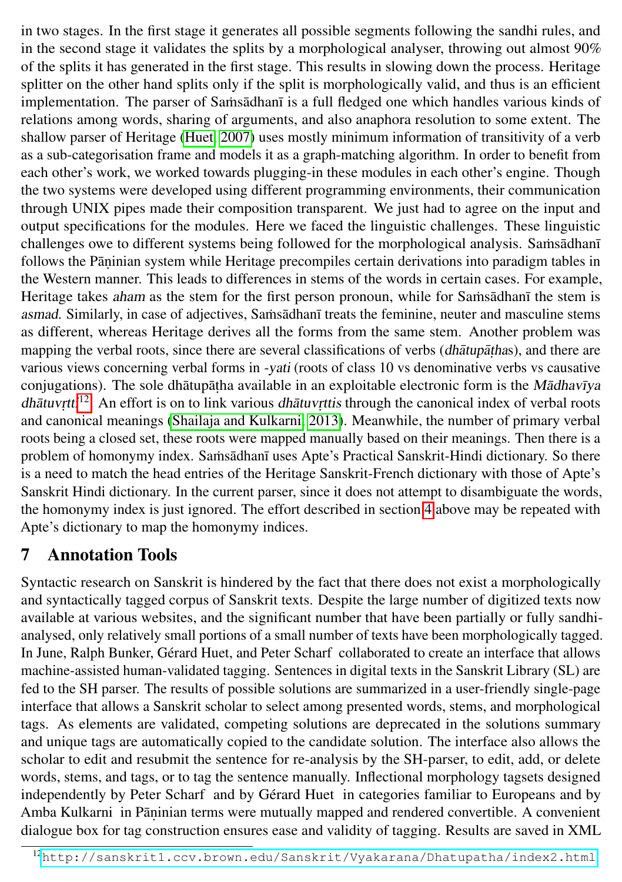in two stages. In the first stage it generates all possible segments following the sandhi rules, and in the second stage it validates the splits by a morphological analyser, throwing out almost 90% of the splits it has generated in the first stage. This results in slowing down the process. Heritage splitter on the other hand splits only if the split is morphologically valid, and thus is an efficient implementation. The parser of Saṁsādhanī is a full fledged one which handles various kinds of relations among words, sharing of arguments, and also anaphora resolution to some extent. The shallow parser of Heritage (Huet, 2007) uses mostly minimum information of transitivity of a verb as a sub-categorisation frame and models it as a graph-matching algorithm. In order to benefit from each other's work, we worked towards plugging-in these modules in each other's engine. Though the two systems were developed using different programming environments, their communication through UNIX pipes made their composition transparent. We just had to agree on the input and output specifications for the modules. Here we faced the linguistic challenges. These linguistic challenges owe to different systems being followed for the morphological analysis. Saṁsādhanī follows the Pāṇinian system while Heritage precompiles certain derivations into paradigm tables in the Western manner. This leads to differences in stems of the words in certain cases. For example, Heritage takes *aham* as the stem for the first person pronoun, while for Saṁsādhanī the stem is *asmad*. Similarly, in case of adjectives, Saṁsādhanī treats the feminine, neuter and masculine stems as different, whereas Heritage derives all the forms from the same stem. Another problem was mapping the verbal roots, since there are several classifications of verbs (*dhātupāṭha*s), and there are various views concerning verbal forms in *-yati* (roots of class 10 vs denominative verbs vs causative conjugations). The sole dhātupāṭha available in an exploitable electronic form is the *Mādhavīya dhātuvṛtti*[12]. An effort is on to link various *dhātuvṛttis* through the canonical index of verbal roots and canonical meanings (Shailaja and Kulkarni, 2013). Meanwhile, the number of primary verbal roots being a closed set, these roots were mapped manually based on their meanings. Then there is a problem of homonymy index. Saṁsādhanī uses Apte's Practical Sanskrit-Hindi dictionary. So there is a need to match the head entries of the Heritage Sanskrit-French dictionary with those of Apte's Sanskrit Hindi dictionary. In the current parser, since it does not attempt to disambiguate the words, the homonymy index is just ignored. The effort described in section 4 above may be repeated with Apte's dictionary to map the homonymy indices.

# 7 Annotation Tools

Syntactic research on Sanskrit is hindered by the fact that there does not exist a morphologically and syntactically tagged corpus of Sanskrit texts. Despite the large number of digitized texts now available at various websites, and the significant number that have been partially or fully sandhi-analysed, only relatively small portions of a small number of texts have been morphologically tagged. In June, Ralph Bunker, Gérard Huet, and Peter Scharf collaborated to create an interface that allows machine-assisted human-validated tagging. Sentences in digital texts in the Sanskrit Library (SL) are fed to the SH parser. The results of possible solutions are summarized in a user-friendly single-page interface that allows a Sanskrit scholar to select among presented words, stems, and morphological tags. As elements are validated, competing solutions are deprecated in the solutions summary and unique tags are automatically copied to the candidate solution. The interface also allows the scholar to edit and resubmit the sentence for re-analysis by the SH-parser, to edit, add, or delete words, stems, and tags, or to tag the sentence manually. Inflectional morphology tagsets designed independently by Peter Scharf and by Gérard Huet in categories familiar to Europeans and by Amba Kulkarni in Pāṇinian terms were mutually mapped and rendered convertible. A convenient dialogue box for tag construction ensures ease and validity of tagging. Results are saved in XML

[12] http://sanskrit1.ccv.brown.edu/Sanskrit/Vyakarana/Dhatupatha/index2.html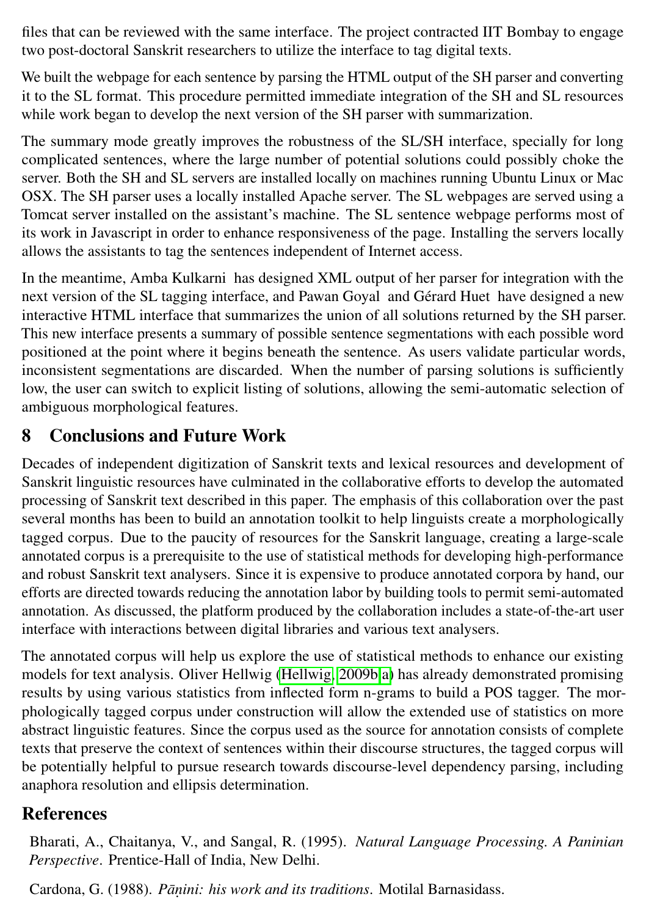files that can be reviewed with the same interface. The project contracted IIT Bombay to engage two post-doctoral Sanskrit researchers to utilize the interface to tag digital texts.

We built the webpage for each sentence by parsing the HTML output of the SH parser and converting it to the SL format. This procedure permitted immediate integration of the SH and SL resources while work began to develop the next version of the SH parser with summarization.

The summary mode greatly improves the robustness of the SL/SH interface, specially for long complicated sentences, where the large number of potential solutions could possibly choke the server. Both the SH and SL servers are installed locally on machines running Ubuntu Linux or Mac OSX. The SH parser uses a locally installed Apache server. The SL webpages are served using a Tomcat server installed on the assistant's machine. The SL sentence webpage performs most of its work in Javascript in order to enhance responsiveness of the page. Installing the servers locally allows the assistants to tag the sentences independent of Internet access.

In the meantime, Amba Kulkarni has designed XML output of her parser for integration with the next version of the SL tagging interface, and Pawan Goyal and Gérard Huet have designed a new interactive HTML interface that summarizes the union of all solutions returned by the SH parser. This new interface presents a summary of possible sentence segmentations with each possible word positioned at the point where it begins beneath the sentence. As users validate particular words, inconsistent segmentations are discarded. When the number of parsing solutions is sufficiently low, the user can switch to explicit listing of solutions, allowing the semi-automatic selection of ambiguous morphological features.

## 8 Conclusions and Future Work

Decades of independent digitization of Sanskrit texts and lexical resources and development of Sanskrit linguistic resources have culminated in the collaborative efforts to develop the automated processing of Sanskrit text described in this paper. The emphasis of this collaboration over the past several months has been to build an annotation toolkit to help linguists create a morphologically tagged corpus. Due to the paucity of resources for the Sanskrit language, creating a large-scale annotated corpus is a prerequisite to the use of statistical methods for developing high-performance and robust Sanskrit text analysers. Since it is expensive to produce annotated corpora by hand, our efforts are directed towards reducing the annotation labor by building tools to permit semi-automated annotation. As discussed, the platform produced by the collaboration includes a state-of-the-art user interface with interactions between digital libraries and various text analysers.

The annotated corpus will help us explore the use of statistical methods to enhance our existing models for text analysis. Oliver Hellwig (Hellwig, 2009b,a) has already demonstrated promising results by using various statistics from inflected form n-grams to build a POS tagger. The morphologically tagged corpus under construction will allow the extended use of statistics on more abstract linguistic features. Since the corpus used as the source for annotation consists of complete texts that preserve the context of sentences within their discourse structures, the tagged corpus will be potentially helpful to pursue research towards discourse-level dependency parsing, including anaphora resolution and ellipsis determination.

## References

Bharati, A., Chaitanya, V., and Sangal, R. (1995). *Natural Language Processing. A Paninian Perspective*. Prentice-Hall of India, New Delhi.

Cardona, G. (1988). *Pāṇini: his work and its traditions*. Motilal Barnasidass.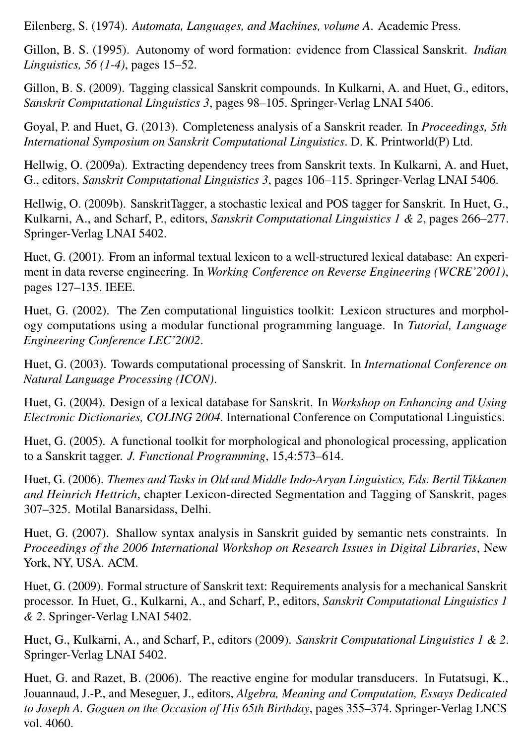Eilenberg, S. (1974). *Automata, Languages, and Machines, volume A*. Academic Press.

Gillon, B. S. (1995). Autonomy of word formation: evidence from Classical Sanskrit. *Indian Linguistics, 56 (1-4)*, pages 15–52.

Gillon, B. S. (2009). Tagging classical Sanskrit compounds. In Kulkarni, A. and Huet, G., editors, *Sanskrit Computational Linguistics 3*, pages 98–105. Springer-Verlag LNAI 5406.

Goyal, P. and Huet, G. (2013). Completeness analysis of a Sanskrit reader. In *Proceedings, 5th International Symposium on Sanskrit Computational Linguistics*. D. K. Printworld(P) Ltd.

Hellwig, O. (2009a). Extracting dependency trees from Sanskrit texts. In Kulkarni, A. and Huet, G., editors, *Sanskrit Computational Linguistics 3*, pages 106–115. Springer-Verlag LNAI 5406.

Hellwig, O. (2009b). SanskritTagger, a stochastic lexical and POS tagger for Sanskrit. In Huet, G., Kulkarni, A., and Scharf, P., editors, *Sanskrit Computational Linguistics 1 & 2*, pages 266–277. Springer-Verlag LNAI 5402.

Huet, G. (2001). From an informal textual lexicon to a well-structured lexical database: An experiment in data reverse engineering. In *Working Conference on Reverse Engineering (WCRE'2001)*, pages 127–135. IEEE.

Huet, G. (2002). The Zen computational linguistics toolkit: Lexicon structures and morphology computations using a modular functional programming language. In *Tutorial, Language Engineering Conference LEC'2002*.

Huet, G. (2003). Towards computational processing of Sanskrit. In *International Conference on Natural Language Processing (ICON)*.

Huet, G. (2004). Design of a lexical database for Sanskrit. In *Workshop on Enhancing and Using Electronic Dictionaries, COLING 2004*. International Conference on Computational Linguistics.

Huet, G. (2005). A functional toolkit for morphological and phonological processing, application to a Sanskrit tagger. *J. Functional Programming*, 15,4:573–614.

Huet, G. (2006). *Themes and Tasks in Old and Middle Indo-Aryan Linguistics, Eds. Bertil Tikkanen and Heinrich Hettrich*, chapter Lexicon-directed Segmentation and Tagging of Sanskrit, pages 307–325. Motilal Banarsidass, Delhi.

Huet, G. (2007). Shallow syntax analysis in Sanskrit guided by semantic nets constraints. In *Proceedings of the 2006 International Workshop on Research Issues in Digital Libraries*, New York, NY, USA. ACM.

Huet, G. (2009). Formal structure of Sanskrit text: Requirements analysis for a mechanical Sanskrit processor. In Huet, G., Kulkarni, A., and Scharf, P., editors, *Sanskrit Computational Linguistics 1 & 2*. Springer-Verlag LNAI 5402.

Huet, G., Kulkarni, A., and Scharf, P., editors (2009). *Sanskrit Computational Linguistics 1 & 2*. Springer-Verlag LNAI 5402.

Huet, G. and Razet, B. (2006). The reactive engine for modular transducers. In Futatsugi, K., Jouannaud, J.-P., and Meseguer, J., editors, *Algebra, Meaning and Computation, Essays Dedicated to Joseph A. Goguen on the Occasion of His 65th Birthday*, pages 355–374. Springer-Verlag LNCS vol. 4060.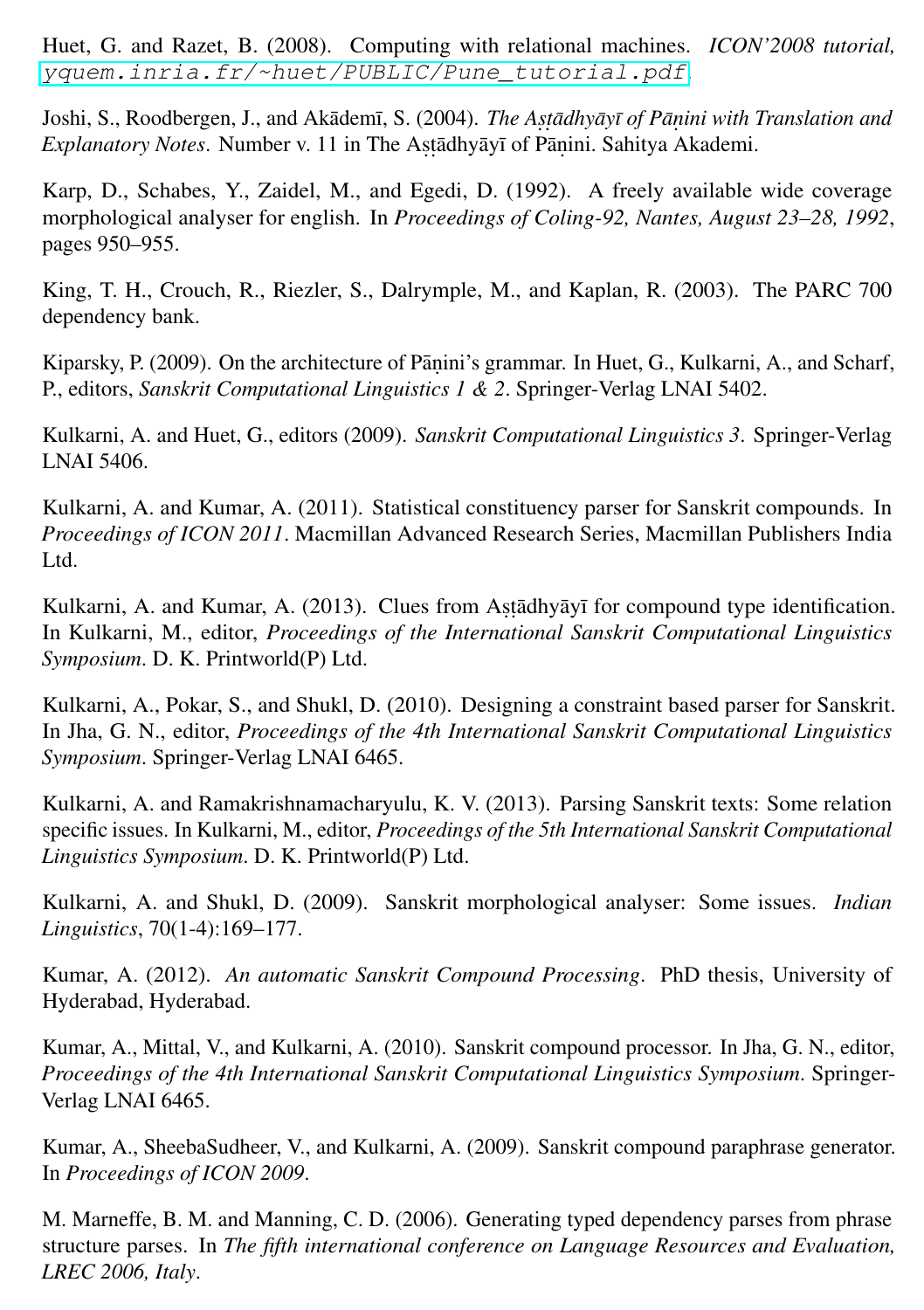Huet, G. and Razet, B. (2008). Computing with relational machines. *ICON'2008 tutorial,* yquem.inria.fr/~huet/PUBLIC/Pune_tutorial.pdf.

Joshi, S., Roodbergen, J., and Akādemī, S. (2004). *The Aṣṭādhyāyī of Pāṇini with Translation and Explanatory Notes*. Number v. 11 in The Aṣṭādhyāyī of Pāṇini. Sahitya Akademi.

Karp, D., Schabes, Y., Zaidel, M., and Egedi, D. (1992). A freely available wide coverage morphological analyser for english. In *Proceedings of Coling-92, Nantes, August 23–28, 1992*, pages 950–955.

King, T. H., Crouch, R., Riezler, S., Dalrymple, M., and Kaplan, R. (2003). The PARC 700 dependency bank.

Kiparsky, P. (2009). On the architecture of Pāṇini's grammar. In Huet, G., Kulkarni, A., and Scharf, P., editors, *Sanskrit Computational Linguistics 1 & 2*. Springer-Verlag LNAI 5402.

Kulkarni, A. and Huet, G., editors (2009). *Sanskrit Computational Linguistics 3*. Springer-Verlag LNAI 5406.

Kulkarni, A. and Kumar, A. (2011). Statistical constituency parser for Sanskrit compounds. In *Proceedings of ICON 2011*. Macmillan Advanced Research Series, Macmillan Publishers India Ltd.

Kulkarni, A. and Kumar, A. (2013). Clues from Aṣṭādhyāyī for compound type identification. In Kulkarni, M., editor, *Proceedings of the International Sanskrit Computational Linguistics Symposium*. D. K. Printworld(P) Ltd.

Kulkarni, A., Pokar, S., and Shukl, D. (2010). Designing a constraint based parser for Sanskrit. In Jha, G. N., editor, *Proceedings of the 4th International Sanskrit Computational Linguistics Symposium*. Springer-Verlag LNAI 6465.

Kulkarni, A. and Ramakrishnamacharyulu, K. V. (2013). Parsing Sanskrit texts: Some relation specific issues. In Kulkarni, M., editor, *Proceedings of the 5th International Sanskrit Computational Linguistics Symposium*. D. K. Printworld(P) Ltd.

Kulkarni, A. and Shukl, D. (2009). Sanskrit morphological analyser: Some issues. *Indian Linguistics*, 70(1-4):169–177.

Kumar, A. (2012). *An automatic Sanskrit Compound Processing*. PhD thesis, University of Hyderabad, Hyderabad.

Kumar, A., Mittal, V., and Kulkarni, A. (2010). Sanskrit compound processor. In Jha, G. N., editor, *Proceedings of the 4th International Sanskrit Computational Linguistics Symposium*. Springer-Verlag LNAI 6465.

Kumar, A., SheebaSudheer, V., and Kulkarni, A. (2009). Sanskrit compound paraphrase generator. In *Proceedings of ICON 2009*.

M. Marneffe, B. M. and Manning, C. D. (2006). Generating typed dependency parses from phrase structure parses. In *The fifth international conference on Language Resources and Evaluation, LREC 2006, Italy*.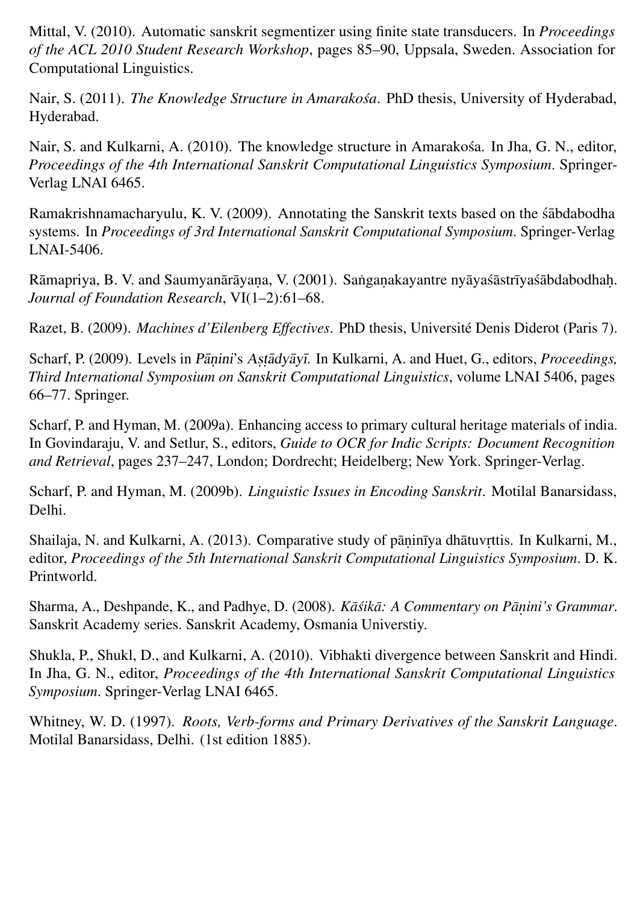Mittal, V. (2010). Automatic sanskrit segmentizer using finite state transducers. In *Proceedings of the ACL 2010 Student Research Workshop*, pages 85–90, Uppsala, Sweden. Association for Computational Linguistics.

Nair, S. (2011). *The Knowledge Structure in Amarakośa*. PhD thesis, University of Hyderabad, Hyderabad.

Nair, S. and Kulkarni, A. (2010). The knowledge structure in Amarakośa. In Jha, G. N., editor, *Proceedings of the 4th International Sanskrit Computational Linguistics Symposium*. Springer-Verlag LNAI 6465.

Ramakrishnamacharyulu, K. V. (2009). Annotating the Sanskrit texts based on the śābdabodha systems. In *Proceedings of 3rd International Sanskrit Computational Symposium*. Springer-Verlag LNAI-5406.

Rāmapriya, B. V. and Saumyanārāyaṇa, V. (2001). Saṅgaṇakayantre nyāyaśāstrīyaśābdabodhaḥ. *Journal of Foundation Research*, VI(1–2):61–68.

Razet, B. (2009). *Machines d'Eilenberg Effectives*. PhD thesis, Université Denis Diderot (Paris 7).

Scharf, P. (2009). Levels in *Pāṇini*'s *Aṣṭādyāyī*. In Kulkarni, A. and Huet, G., editors, *Proceedings, Third International Symposium on Sanskrit Computational Linguistics*, volume LNAI 5406, pages 66–77. Springer.

Scharf, P. and Hyman, M. (2009a). Enhancing access to primary cultural heritage materials of india. In Govindaraju, V. and Setlur, S., editors, *Guide to OCR for Indic Scripts: Document Recognition and Retrieval*, pages 237–247, London; Dordrecht; Heidelberg; New York. Springer-Verlag.

Scharf, P. and Hyman, M. (2009b). *Linguistic Issues in Encoding Sanskrit*. Motilal Banarsidass, Delhi.

Shailaja, N. and Kulkarni, A. (2013). Comparative study of pāṇinīya dhātuvṛttis. In Kulkarni, M., editor, *Proceedings of the 5th International Sanskrit Computational Linguistics Symposium*. D. K. Printworld.

Sharma, A., Deshpande, K., and Padhye, D. (2008). *Kāśikā: A Commentary on Pāṇini's Grammar*. Sanskrit Academy series. Sanskrit Academy, Osmania Universtiy.

Shukla, P., Shukl, D., and Kulkarni, A. (2010). Vibhakti divergence between Sanskrit and Hindi. In Jha, G. N., editor, *Proceedings of the 4th International Sanskrit Computational Linguistics Symposium*. Springer-Verlag LNAI 6465.

Whitney, W. D. (1997). *Roots, Verb-forms and Primary Derivatives of the Sanskrit Language*. Motilal Banarsidass, Delhi. (1st edition 1885).